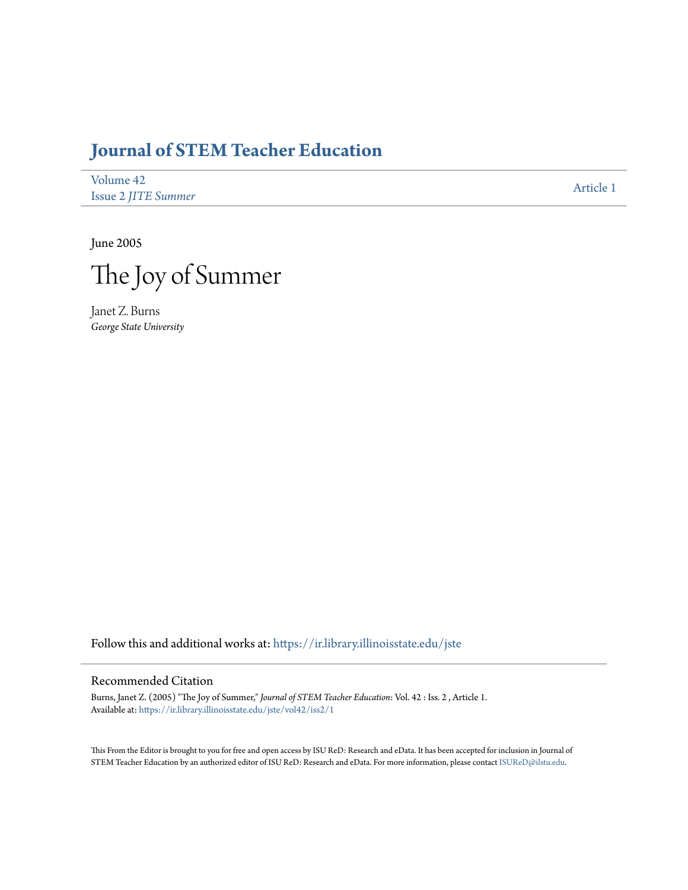# Journal of STEM Teacher Education

Volume 42
Issue 2 *JITE Summer*

Article 1

June 2005

# The Joy of Summer

Janet Z. Burns
*George State University*

Follow this and additional works at: https://ir.library.illinoisstate.edu/jste

## Recommended Citation

Burns, Janet Z. (2005) "The Joy of Summer," *Journal of STEM Teacher Education*: Vol. 42 : Iss. 2 , Article 1.
Available at: https://ir.library.illinoisstate.edu/jste/vol42/iss2/1

This From the Editor is brought to you for free and open access by ISU ReD: Research and eData. It has been accepted for inclusion in Journal of STEM Teacher Education by an authorized editor of ISU ReD: Research and eData. For more information, please contact ISUReD@ilstu.edu.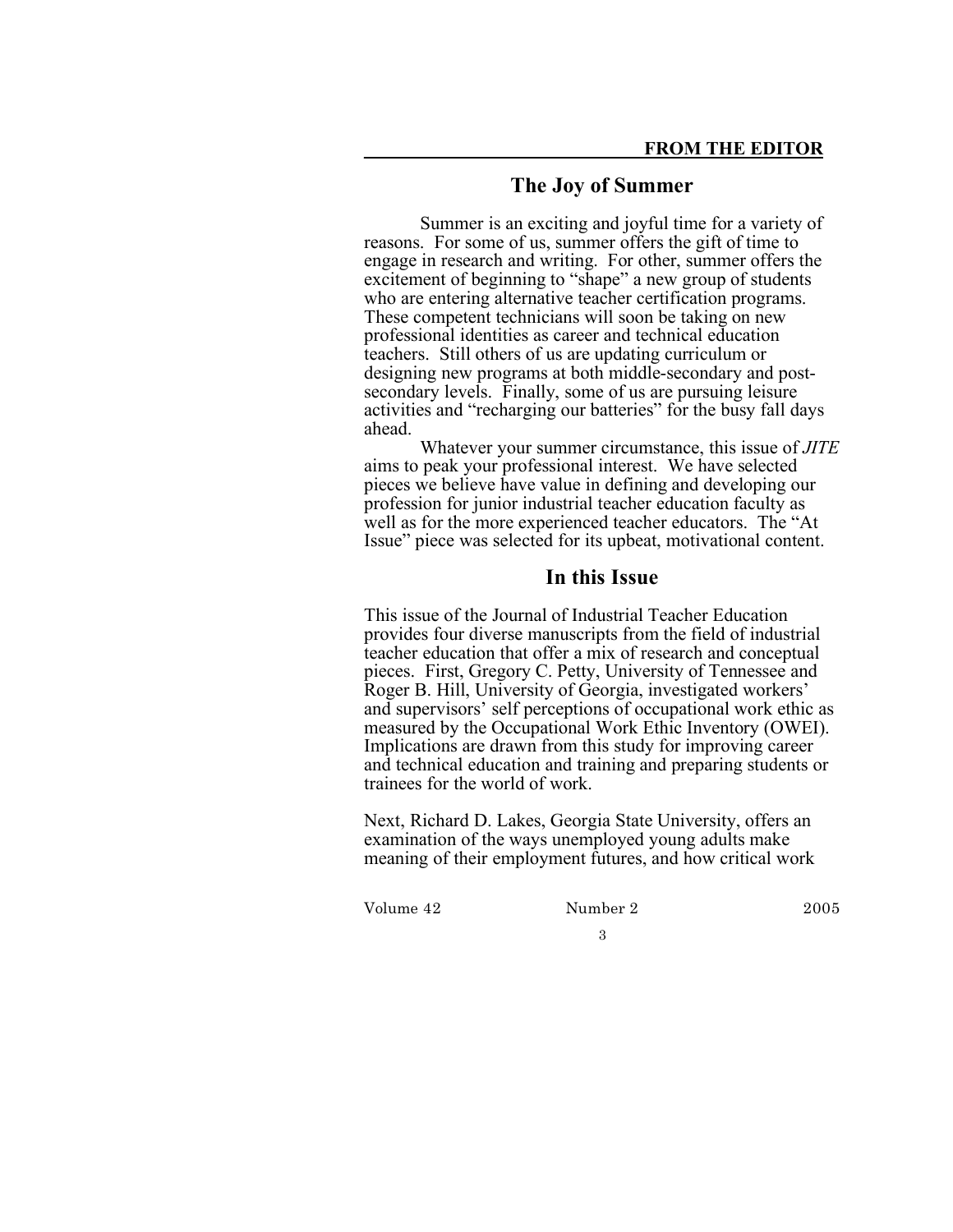**FROM THE EDITOR**

## The Joy of Summer

Summer is an exciting and joyful time for a variety of reasons. For some of us, summer offers the gift of time to engage in research and writing. For other, summer offers the excitement of beginning to "shape" a new group of students who are entering alternative teacher certification programs. These competent technicians will soon be taking on new professional identities as career and technical education teachers. Still others of us are updating curriculum or designing new programs at both middle-secondary and post-secondary levels. Finally, some of us are pursuing leisure activities and "recharging our batteries" for the busy fall days ahead.

Whatever your summer circumstance, this issue of *JITE* aims to peak your professional interest. We have selected pieces we believe have value in defining and developing our profession for junior industrial teacher education faculty as well as for the more experienced teacher educators. The "At Issue" piece was selected for its upbeat, motivational content.

## In this Issue

This issue of the Journal of Industrial Teacher Education provides four diverse manuscripts from the field of industrial teacher education that offer a mix of research and conceptual pieces. First, Gregory C. Petty, University of Tennessee and Roger B. Hill, University of Georgia, investigated workers' and supervisors' self perceptions of occupational work ethic as measured by the Occupational Work Ethic Inventory (OWEI). Implications are drawn from this study for improving career and technical education and training and preparing students or trainees for the world of work.

Next, Richard D. Lakes, Georgia State University, offers an examination of the ways unemployed young adults make meaning of their employment futures, and how critical work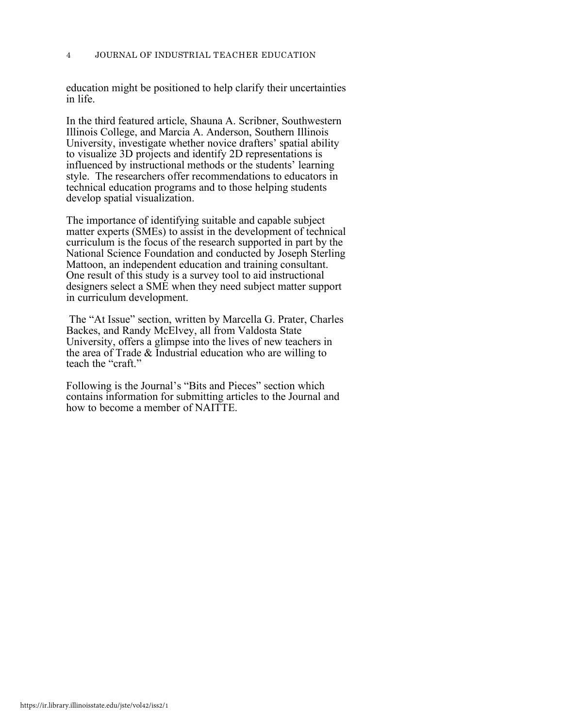education might be positioned to help clarify their uncertainties in life.

In the third featured article, Shauna A. Scribner, Southwestern Illinois College, and Marcia A. Anderson, Southern Illinois University, investigate whether novice drafters' spatial ability to visualize 3D projects and identify 2D representations is influenced by instructional methods or the students' learning style. The researchers offer recommendations to educators in technical education programs and to those helping students develop spatial visualization.

The importance of identifying suitable and capable subject matter experts (SMEs) to assist in the development of technical curriculum is the focus of the research supported in part by the National Science Foundation and conducted by Joseph Sterling Mattoon, an independent education and training consultant. One result of this study is a survey tool to aid instructional designers select a SME when they need subject matter support in curriculum development.

The "At Issue" section, written by Marcella G. Prater, Charles Backes, and Randy McElvey, all from Valdosta State University, offers a glimpse into the lives of new teachers in the area of Trade & Industrial education who are willing to teach the "craft."

Following is the Journal's "Bits and Pieces" section which contains information for submitting articles to the Journal and how to become a member of NAITTE.